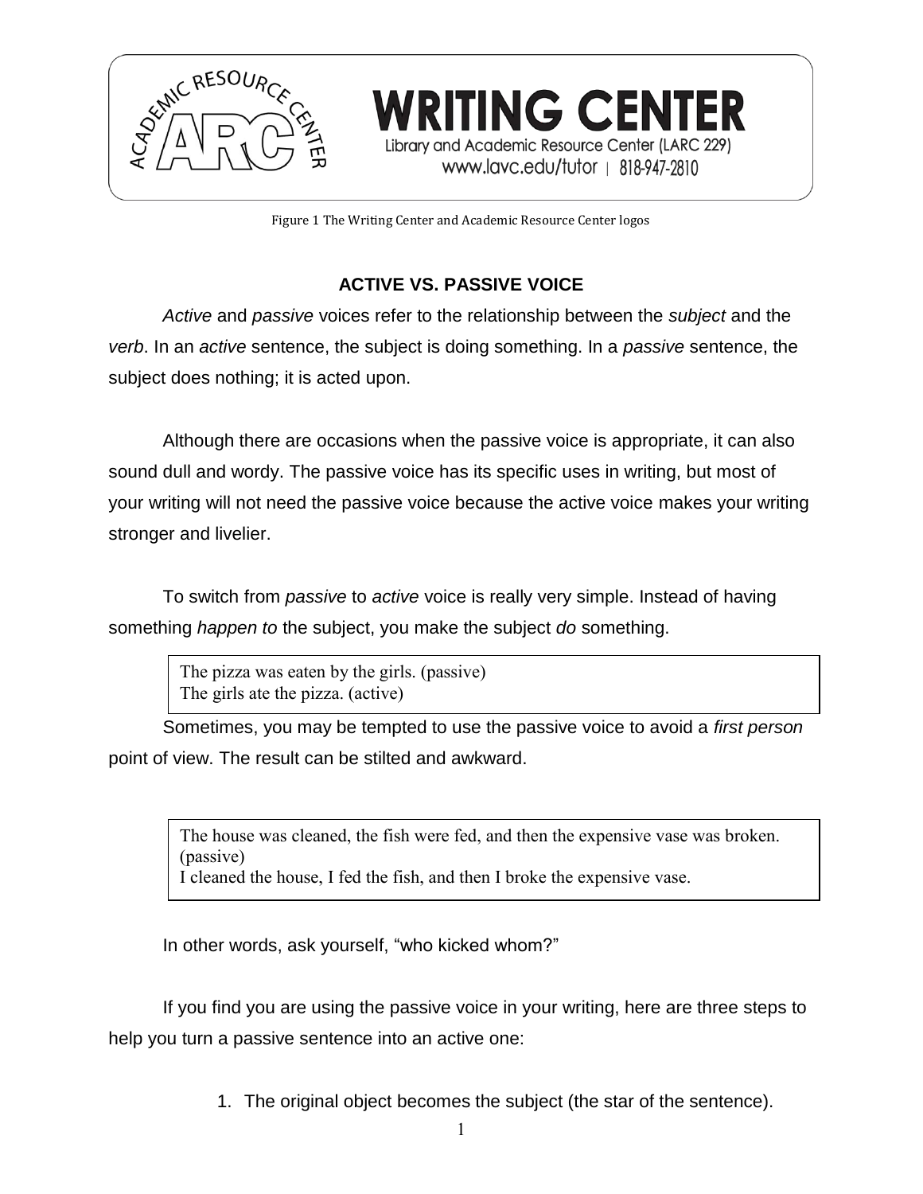WRITING CENTER

Library and Academic Resource Center (LARC 229)

www.lavc.edu/tutor | 818-947-2810

Figure 1 The Writing Center and Academic Resource Center logos

## ACTIVE VS. PASSIVE VOICE

*Active* and *passive* voices refer to the relationship between the *subject* and the *verb*. In an *active* sentence, the subject is doing something. In a *passive* sentence, the subject does nothing; it is acted upon.

Although there are occasions when the passive voice is appropriate, it can also sound dull and wordy. The passive voice has its specific uses in writing, but most of your writing will not need the passive voice because the active voice makes your writing stronger and livelier.

To switch from *passive* to *active* voice is really very simple. Instead of having something *happen to* the subject, you make the subject *do* something.

> The pizza was eaten by the girls. (passive)
> The girls ate the pizza. (active)

Sometimes, you may be tempted to use the passive voice to avoid a *first person* point of view. The result can be stilted and awkward.

> The house was cleaned, the fish were fed, and then the expensive vase was broken. (passive)
> I cleaned the house, I fed the fish, and then I broke the expensive vase.

In other words, ask yourself, “who kicked whom?”

If you find you are using the passive voice in your writing, here are three steps to help you turn a passive sentence into an active one:

1. The original object becomes the subject (the star of the sentence).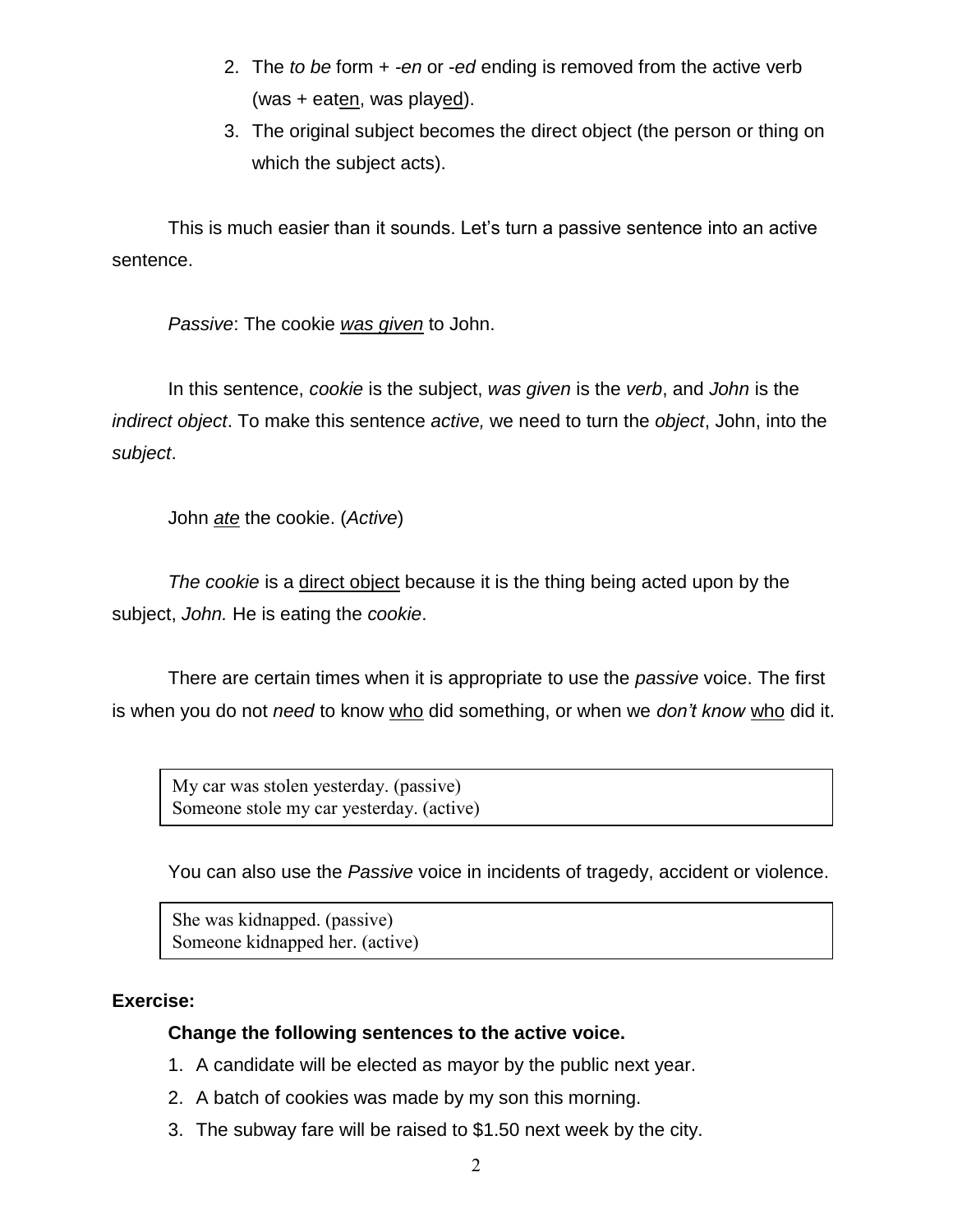2. The *to be* form + *-en* or *-ed* ending is removed from the active verb (was + eat<u>en</u>, was play<u>ed</u>).
3. The original subject becomes the direct object (the person or thing on which the subject acts).

This is much easier than it sounds. Let's turn a passive sentence into an active sentence.

*Passive*: The cookie <u>*was given*</u> to John.

In this sentence, *cookie* is the subject, *was given* is the *verb*, and *John* is the *indirect object*. To make this sentence *active,* we need to turn the *object*, John, into the *subject*.

John <u>*ate*</u> the cookie. (*Active*)

*The cookie* is a <u>direct object</u> because it is the thing being acted upon by the subject, *John.* He is eating the *cookie*.

There are certain times when it is appropriate to use the *passive* voice. The first is when you do not *need* to know <u>who</u> did something, or when we *don't know* <u>who</u> did it.

> My car was stolen yesterday. (passive)
> Someone stole my car yesterday. (active)

You can also use the *Passive* voice in incidents of tragedy, accident or violence.

> She was kidnapped. (passive)
> Someone kidnapped her. (active)

**Exercise:**

**Change the following sentences to the active voice.**

1. A candidate will be elected as mayor by the public next year.
2. A batch of cookies was made by my son this morning.
3. The subway fare will be raised to $1.50 next week by the city.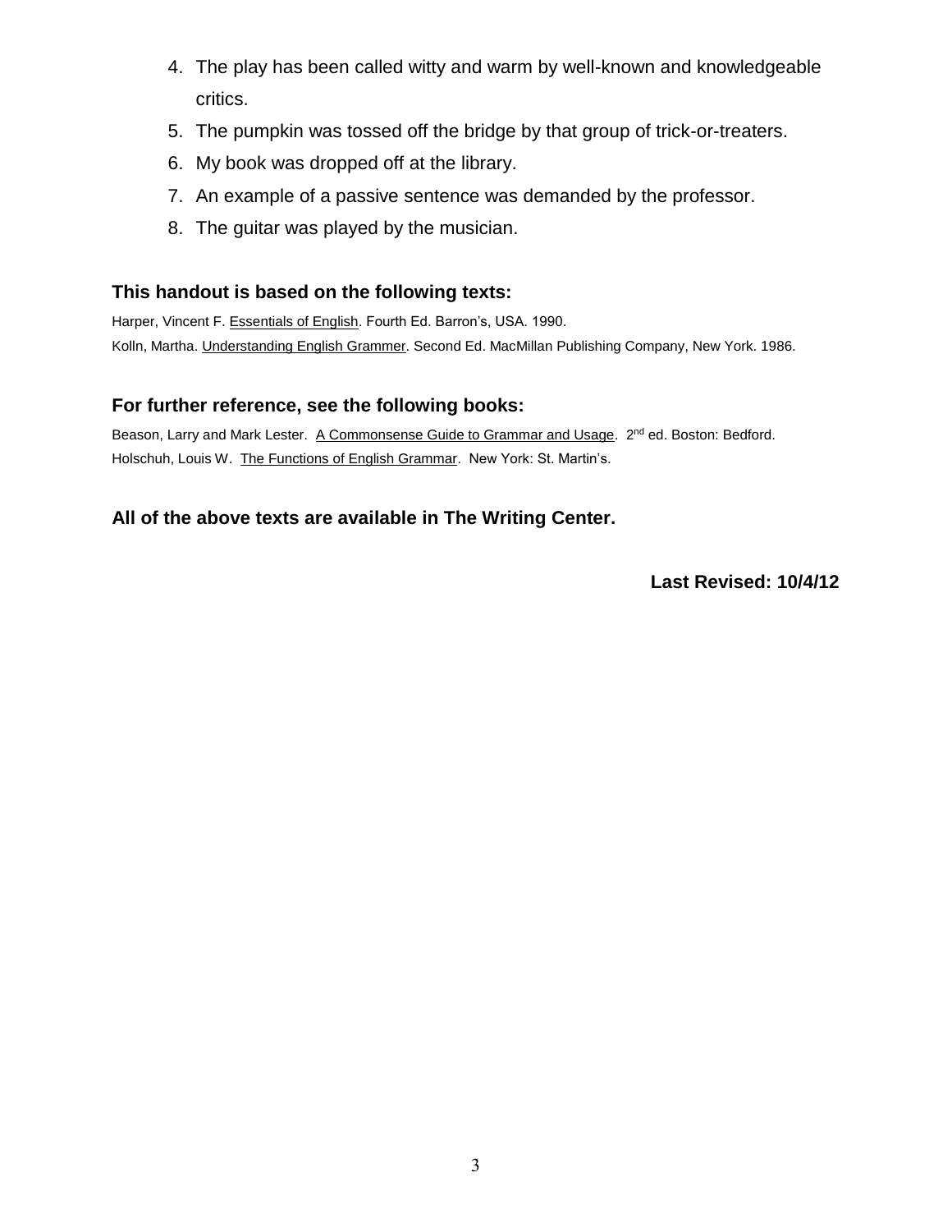4. The play has been called witty and warm by well-known and knowledgeable critics.
5. The pumpkin was tossed off the bridge by that group of trick-or-treaters.
6. My book was dropped off at the library.
7. An example of a passive sentence was demanded by the professor.
8. The guitar was played by the musician.

### This handout is based on the following texts:

Harper, Vincent F. Essentials of English. Fourth Ed. Barron's, USA. 1990.
Kolln, Martha. Understanding English Grammer. Second Ed. MacMillan Publishing Company, New York. 1986.

### For further reference, see the following books:

Beason, Larry and Mark Lester. A Commonsense Guide to Grammar and Usage. 2nd ed. Boston: Bedford.
Holschuh, Louis W. The Functions of English Grammar. New York: St. Martin's.

### All of the above texts are available in The Writing Center.

**Last Revised: 10/4/12**